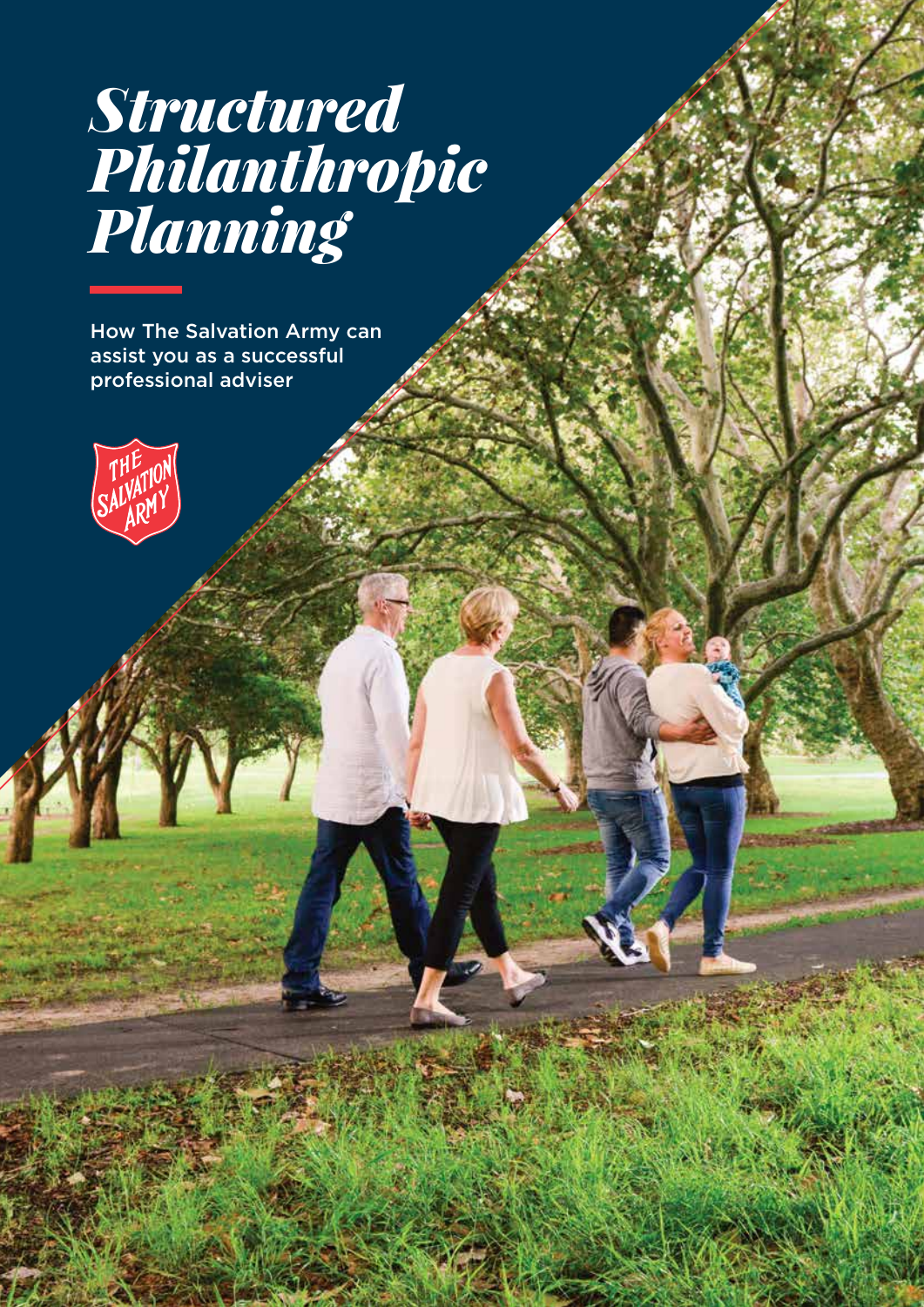# *Structured Philanthropic Planning*

How The Salvation Army can assist you as a successful professional adviser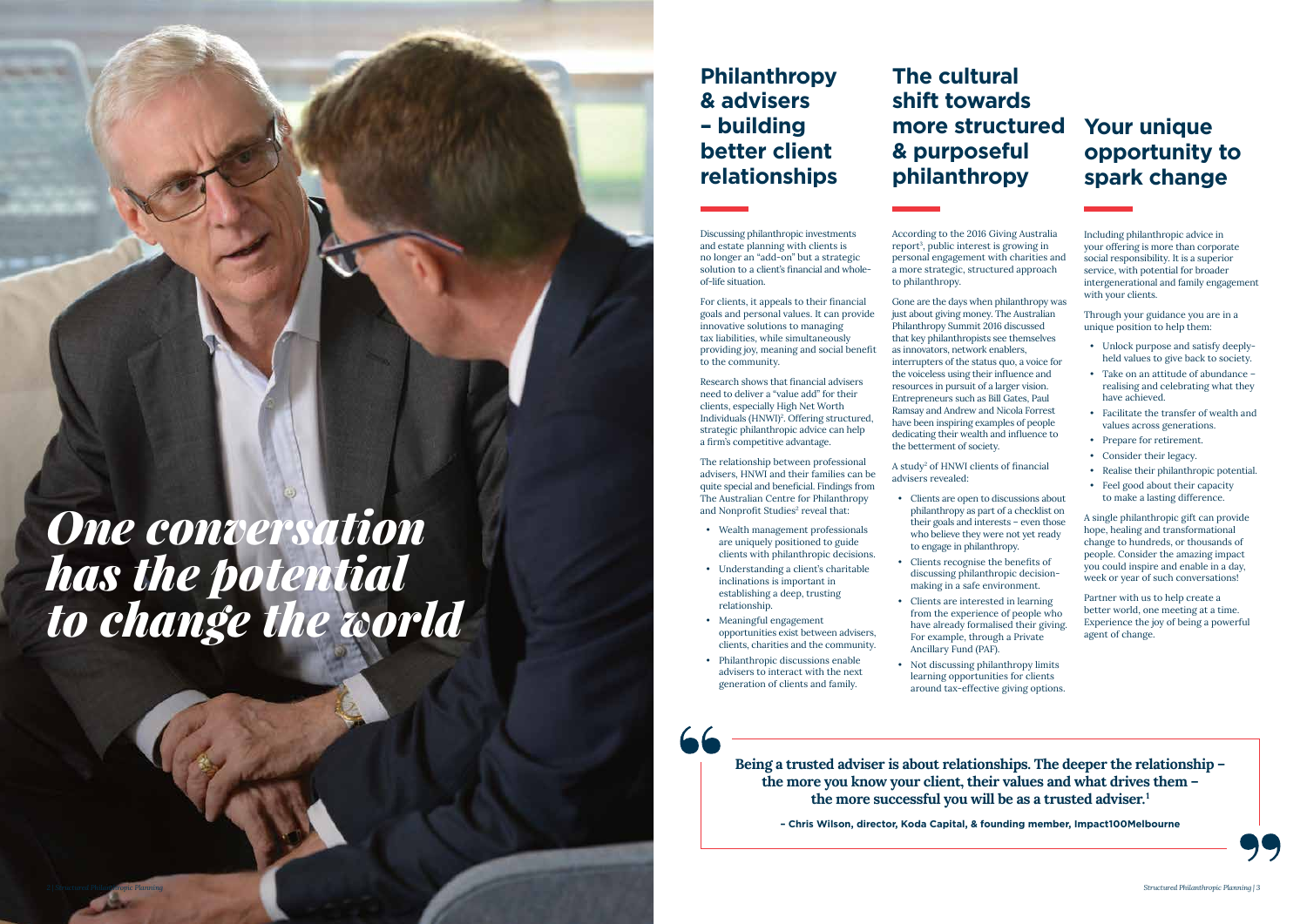*One conversation has the potential to change the world*

## Philanthropy & advisers – building better client relationships

Discussing philanthropic investments and estate planning with clients is no longer an "add-on" but a strategic solution to a client's financial and whole-of-life situation.

For clients, it appeals to their financial goals and personal values. It can provide innovative solutions to managing tax liabilities, while simultaneously providing joy, meaning and social benefit to the community.

Research shows that financial advisers need to deliver a "value add" for their clients, especially High Net Worth Individuals (HNWI)[2]. Offering structured, strategic philanthropic advice can help a firm's competitive advantage.

The relationship between professional advisers, HNWI and their families can be quite special and beneficial. Findings from The Australian Centre for Philanthropy and Nonprofit Studies[2] reveal that:

- Wealth management professionals are uniquely positioned to guide clients with philanthropic decisions.
- Understanding a client's charitable inclinations is important in establishing a deep, trusting relationship.
- Meaningful engagement opportunities exist between advisers, clients, charities and the community.
- Philanthropic discussions enable advisers to interact with the next generation of clients and family.

## The cultural shift towards more structured & purposeful philanthropy

According to the 2016 Giving Australia report[3], public interest is growing in personal engagement with charities and a more strategic, structured approach to philanthropy.

Gone are the days when philanthropy was just about giving money. The Australian Philanthropy Summit 2016 discussed that key philanthropists see themselves as innovators, network enablers, interrupters of the status quo, a voice for the voiceless using their influence and resources in pursuit of a larger vision. Entrepreneurs such as Bill Gates, Paul Ramsay and Andrew and Nicola Forrest have been inspiring examples of people dedicating their wealth and influence to the betterment of society.

A study[2] of HNWI clients of financial advisers revealed:

- Clients are open to discussions about philanthropy as part of a checklist on their goals and interests – even those who believe they were not yet ready to engage in philanthropy.
- Clients recognise the benefits of discussing philanthropic decision-making in a safe environment.
- Clients are interested in learning from the experience of people who have already formalised their giving. For example, through a Private Ancillary Fund (PAF).
- Not discussing philanthropy limits learning opportunities for clients around tax-effective giving options.

## Your unique opportunity to spark change

Including philanthropic advice in your offering is more than corporate social responsibility. It is a superior service, with potential for broader intergenerational and family engagement with your clients.

Through your guidance you are in a unique position to help them:

- Unlock purpose and satisfy deeply-held values to give back to society.
- Take on an attitude of abundance – realising and celebrating what they have achieved.
- Facilitate the transfer of wealth and values across generations.
- Prepare for retirement.
- Consider their legacy.
- Realise their philanthropic potential.
- Feel good about their capacity to make a lasting difference.

A single philanthropic gift can provide hope, healing and transformational change to hundreds, or thousands of people. Consider the amazing impact you could inspire and enable in a day, week or year of such conversations!

Partner with us to help create a better world, one meeting at a time. Experience the joy of being a powerful agent of change.

> **Being a trusted adviser is about relationships. The deeper the relationship – the more you know your client, their values and what drives them – the more successful you will be as a trusted adviser.[1]**
>
> **– Chris Wilson, director, Koda Capital, & founding member, Impact100Melbourne**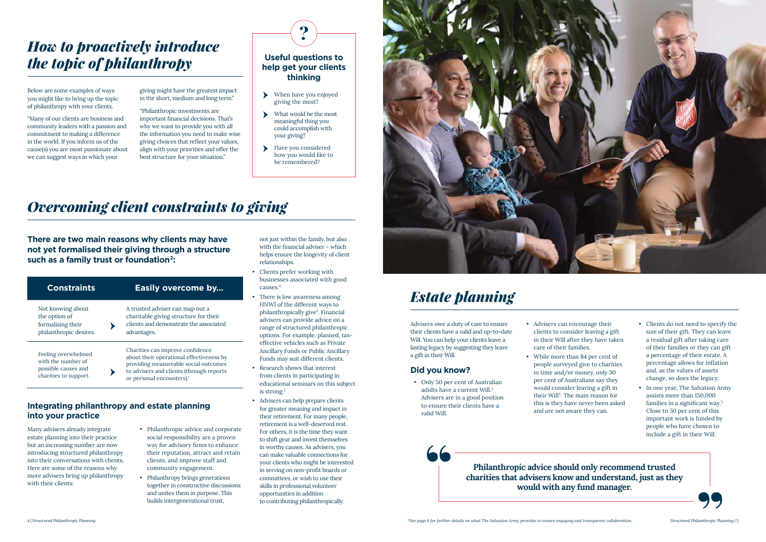# *How to proactively introduce the topic of philanthropy*

Below are some examples of ways you might like to bring up the topic of philanthropy with your clients.

"Many of our clients are business and community leaders with a passion and commitment to making a difference in the world. If you inform us of the cause(s) you are most passionate about we can suggest ways in which your giving might have the greatest impact in the short, medium and long term."

"Philanthropic investments are important financial decisions. That's why we want to provide you with all the information you need to make wise giving choices that reflect your values, align with your priorities and offer the best structure for your situation."

### Useful questions to help get your clients thinking

- When have you enjoyed giving the most?
- What would be the most meaningful thing you could accomplish with your giving?
- Have you considered how you would like to be remembered?

# *Overcoming client constraints to giving*

**There are two main reasons why clients may have not yet formalised their giving through a structure such as a family trust or foundation[2]:**

| Constraints | Easily overcome by... |
|---|---|
| Not knowing about the option of formalising their philanthropic desires. | A trusted adviser can map out a charitable giving structure for their clients and demonstrate the associated advantages. |
| Feeling overwhelmed with the number of possible causes and charities to support. | Charities can improve confidence about their operational effectiveness by providing measureable social outcomes to advisers and clients (through reports or personal encounters).* |

### Integrating philanthropy and estate planning into your practice

Many advisers already integrate estate planning into their practice but an increasing number are now introducing structured philanthropy into their conversations with clients. Here are some of the reasons why more advisers bring up philanthropy with their clients:

- Philanthropic advice and corporate social responsibility are a proven way for advisory firms to enhance their reputation, attract and retain clients, and improve staff and community engagement.
- Philanthropy brings generations together in constructive discussions and unites them in purpose. This builds intergenerational trust, not just within the family, but also with the financial adviser – which helps ensure the longevity of client relationships.
- Clients prefer working with businesses associated with good causes.[4]
- There is low awareness among HNWI of the different ways to philanthropically give[2]. Financial advisers can provide advice on a range of structured philanthropic options. For example, planned, tax-effective vehicles such as Private Ancillary Funds or Public Ancillary Funds may suit different clients.
- Research shows that interest from clients in participating in educational seminars on this subject is strong.[2]
- Advisers can help prepare clients for greater meaning and impact in their retirement. For many people, retirement is a well-deserved rest. For others, it is the time they want to shift gear and invest themselves in worthy causes. As advisers, you can make valuable connections for your clients who might be interested in serving on non-profit boards or committees, or wish to use their skills in professional volunteer opportunities in addition to contributing philanthropically.

# *Estate planning*

Advisers owe a duty of care to ensure their clients have a valid and up-to-date Will. You can help your clients leave a lasting legacy by suggesting they leave a gift in their Will.

### Did you know?

- Only 50 per cent of Australian adults have a current Will.[3] Advisers are in a good position to ensure their clients have a valid Will.
- Advisers can encourage their clients to consider leaving a gift in their Will after they have taken care of their families.
- While more than 84 per cent of people surveyed give to charities in time and/or money, only 30 per cent of Australians say they would consider leaving a gift in their Will[3]. The main reason for this is they have never been asked and are not aware they can.
- Clients do not need to specify the size of their gift. They can leave a residual gift after taking care of their families or they can gift a percentage of their estate. A percentage allows for inflation and, as the values of assets change, so does the legacy.
- In one year, The Salvation Army assists more than 150,000 families in a significant way.[5] Close to 50 per cent of this important work is funded by people who have chosen to include a gift in their Will.

> **Philanthropic advice should only recommend trusted charities that advisers know and understand, just as they would with any fund manager.**

*\*See page 6 for further details on what The Salvation Army provides to ensure engaging and transparent collaboration.*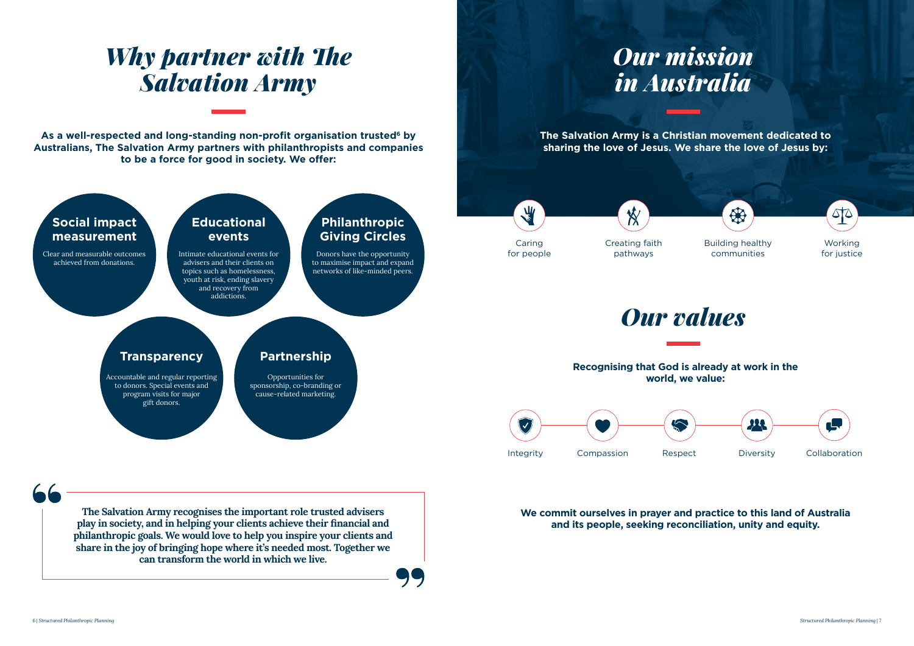# *Why partner with The Salvation Army*

**As a well-respected and long-standing non-profit organisation trusted[6] by Australians, The Salvation Army partners with philanthropists and companies to be a force for good in society. We offer:**

### Social impact measurement

Clear and measurable outcomes achieved from donations.

### Educational events

Intimate educational events for advisers and their clients on topics such as homelessness, youth at risk, ending slavery and recovery from addictions.

### Philanthropic Giving Circles

Donors have the opportunity to maximise impact and expand networks of like-minded peers.

### Transparency

Accountable and regular reporting to donors. Special events and program visits for major gift donors.

### Partnership

Opportunities for sponsorship, co-branding or cause-related marketing.

> **The Salvation Army recognises the important role trusted advisers play in society, and in helping your clients achieve their financial and philanthropic goals. We would love to help you inspire your clients and share in the joy of bringing hope where it's needed most. Together we can transform the world in which we live.**

# *Our mission in Australia*

**The Salvation Army is a Christian movement dedicated to sharing the love of Jesus. We share the love of Jesus by:**

- Caring for people
- Creating faith pathways
- Building healthy communities
- Working for justice

# *Our values*

**Recognising that God is already at work in the world, we value:**

- Integrity
- Compassion
- Respect
- Diversity
- Collaboration

**We commit ourselves in prayer and practice to this land of Australia and its people, seeking reconciliation, unity and equity.**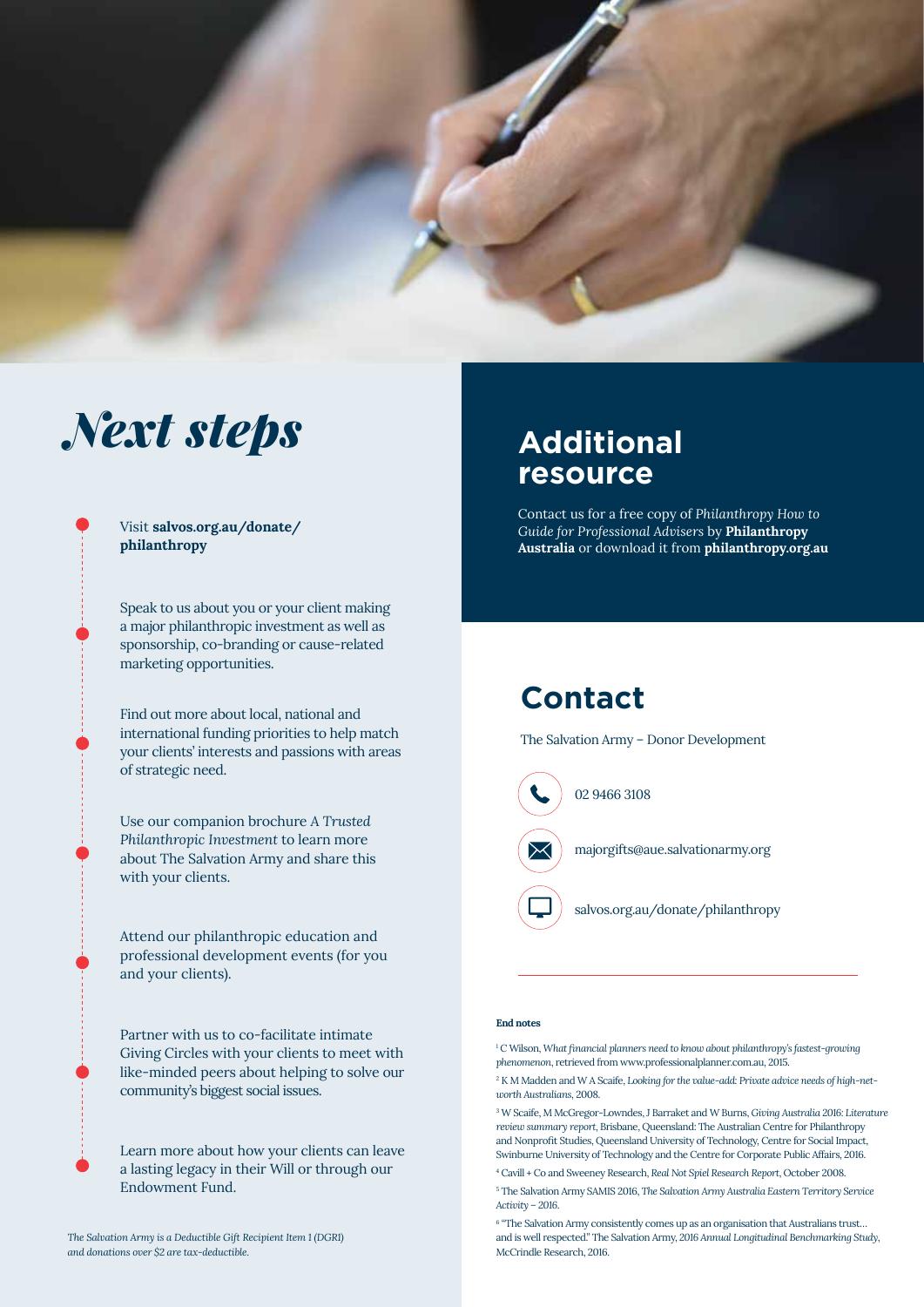# *Next steps*

- Visit **salvos.org.au/donate/philanthropy**
- Speak to us about you or your client making a major philanthropic investment as well as sponsorship, co-branding or cause-related marketing opportunities.
- Find out more about local, national and international funding priorities to help match your clients' interests and passions with areas of strategic need.
- Use our companion brochure *A Trusted Philanthropic Investment* to learn more about The Salvation Army and share this with your clients.
- Attend our philanthropic education and professional development events (for you and your clients).
- Partner with us to co-facilitate intimate Giving Circles with your clients to meet with like-minded peers about helping to solve our community's biggest social issues.
- Learn more about how your clients can leave a lasting legacy in their Will or through our Endowment Fund.

*The Salvation Army is a Deductible Gift Recipient Item 1 (DGR1) and donations over $2 are tax-deductible.*

## Additional resource

Contact us for a free copy of *Philanthropy How to Guide for Professional Advisers* by **Philanthropy Australia** or download it from **philanthropy.org.au**

## Contact

The Salvation Army – Donor Development

02 9466 3108

majorgifts@aue.salvationarmy.org

salvos.org.au/donate/philanthropy

**End notes**

[1] C Wilson, *What financial planners need to know about philanthropy's fastest-growing phenomenon*, retrieved from www.professionalplanner.com.au, 2015.

[2] K M Madden and W A Scaife, *Looking for the value-add: Private advice needs of high-net-worth Australians*, 2008.

[3] W Scaife, M McGregor-Lowndes, J Barraket and W Burns, *Giving Australia 2016: Literature review summary report*, Brisbane, Queensland: The Australian Centre for Philanthropy and Nonprofit Studies, Queensland University of Technology, Centre for Social Impact, Swinburne University of Technology and the Centre for Corporate Public Affairs, 2016.

[4] Cavill + Co and Sweeney Research, *Real Not Spiel Research Report*, October 2008.

[5] The Salvation Army SAMIS 2016, *The Salvation Army Australia Eastern Territory Service Activity – 2016*.

[6] "The Salvation Army consistently comes up as an organisation that Australians trust… and is well respected." The Salvation Army, 2016 *Annual Longitudinal Benchmarking Study*, McCrindle Research, 2016.